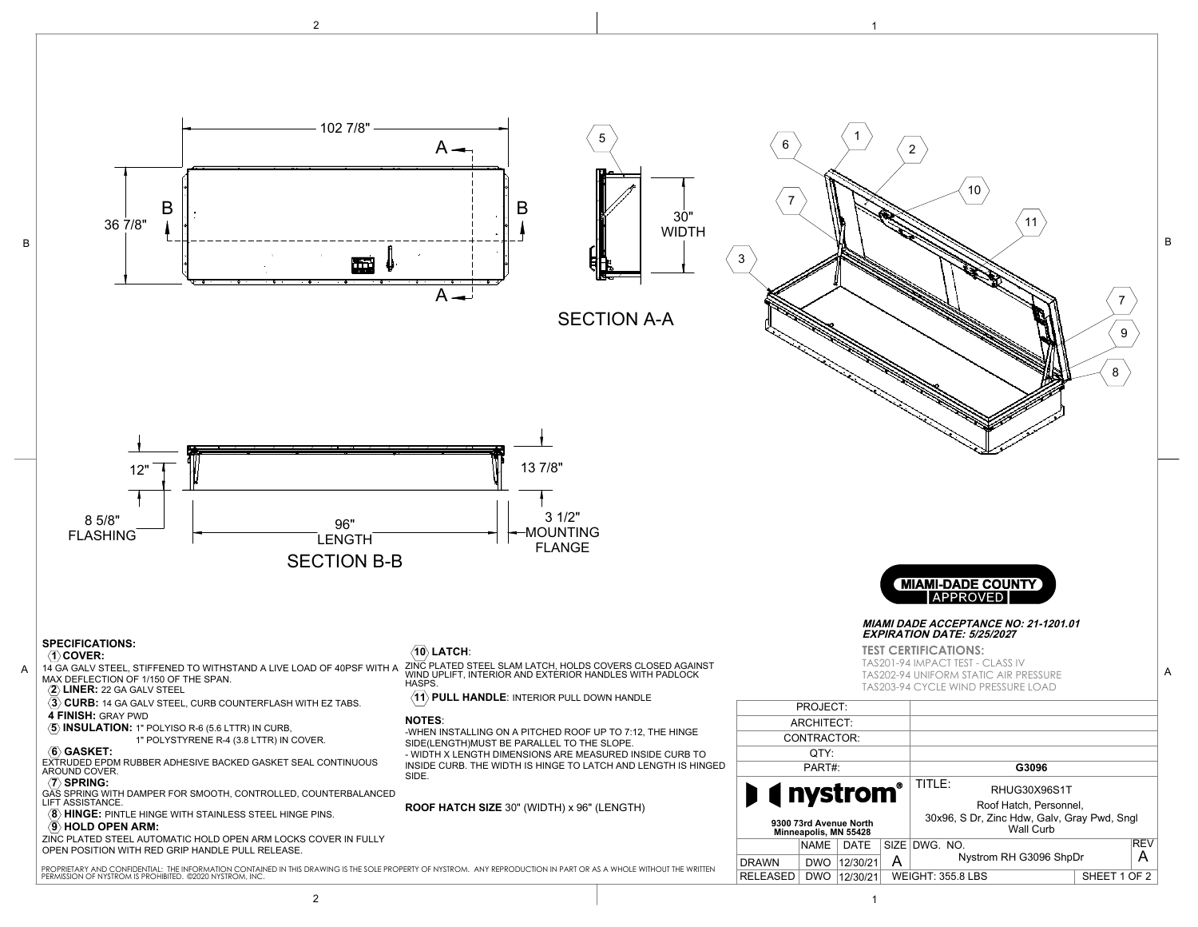102 7/8"

36 7/8"

SECTION A-A

30" WIDTH

12"

8 5/8" FLASHING

96" LENGTH

13 7/8"

3 1/2" MOUNTING FLANGE

SECTION B-B

## SPECIFICATIONS:

**1 COVER:**
14 GA GALV STEEL, STIFFENED TO WITHSTAND A LIVE LOAD OF 40PSF WITH A MAX DEFLECTION OF 1/150 OF THE SPAN.

**2 LINER:** 22 GA GALV STEEL

**3 CURB:** 14 GA GALV STEEL, CURB COUNTERFLASH WITH EZ TABS.

**4 FINISH:** GRAY PWD

**5 INSULATION:** 1" POLYISO R-6 (5.6 LTTR) IN CURB,
1" POLYSTYRENE R-4 (3.8 LTTR) IN COVER.

**6 GASKET:**
EXTRUDED EPDM RUBBER ADHESIVE BACKED GASKET SEAL CONTINUOUS AROUND COVER.

**7 SPRING:**
GAS SPRING WITH DAMPER FOR SMOOTH, CONTROLLED, COUNTERBALANCED LIFT ASSISTANCE.

**8 HINGE:** PINTLE HINGE WITH STAINLESS STEEL HINGE PINS.

**9 HOLD OPEN ARM:**
ZINC PLATED STEEL AUTOMATIC HOLD OPEN ARM LOCKS COVER IN FULLY OPEN POSITION WITH RED GRIP HANDLE PULL RELEASE.

**10 LATCH:**
ZINC PLATED STEEL SLAM LATCH, HOLDS COVERS CLOSED AGAINST WIND UPLIFT, INTERIOR AND EXTERIOR HANDLES WITH PADLOCK HASPS.

**11 PULL HANDLE:** INTERIOR PULL DOWN HANDLE

**NOTES:**
- WHEN INSTALLING ON A PITCHED ROOF UP TO 7:12, THE HINGE SIDE(LENGTH)MUST BE PARALLEL TO THE SLOPE.
- WIDTH X LENGTH DIMENSIONS ARE MEASURED INSIDE CURB TO INSIDE CURB. THE WIDTH IS HINGE TO LATCH AND LENGTH IS HINGED SIDE.

**ROOF HATCH SIZE** 30" (WIDTH) x 96" (LENGTH)

PROPRIETARY AND CONFIDENTIAL: THE INFORMATION CONTAINED IN THIS DRAWING IS THE SOLE PROPERTY OF NYSTROM. ANY REPRODUCTION IN PART OR AS A WHOLE WITHOUT THE WRITTEN PERMISSION OF NYSTROM IS PROHIBITED. ©2020 NYSTROM, INC.

**MIAMI-DADE COUNTY APPROVED**

***MIAMI DADE ACCEPTANCE NO: 21-1201.01***
***EXPIRATION DATE: 5/25/2027***

**TEST CERTIFICATIONS:**
TAS201-94 IMPACT TEST - CLASS IV
TAS202-94 UNIFORM STATIC AIR PRESSURE
TAS203-94 CYCLE WIND PRESSURE LOAD

| PROJECT: | |
|---|---|
| ARCHITECT: | |
| CONTRACTOR: | |
| QTY: | |
| PART#: | **G3096** |

**nystrom®**
9300 73rd Avenue North
Minneapolis, MN 55428

TITLE: RHUG30X96S1T
Roof Hatch, Personnel, 30x96, S Dr, Zinc Hdw, Galv, Gray Pwd, Sngl Wall Curb

| | NAME | DATE | SIZE | DWG. NO. | REV |
|---|---|---|---|---|---|
| DRAWN | DWO | 12/30/21 | A | Nystrom RH G3096 ShpDr | A |
| RELEASED | DWO | 12/30/21 | WEIGHT: 355.8 LBS | SHEET 1 OF 2 | |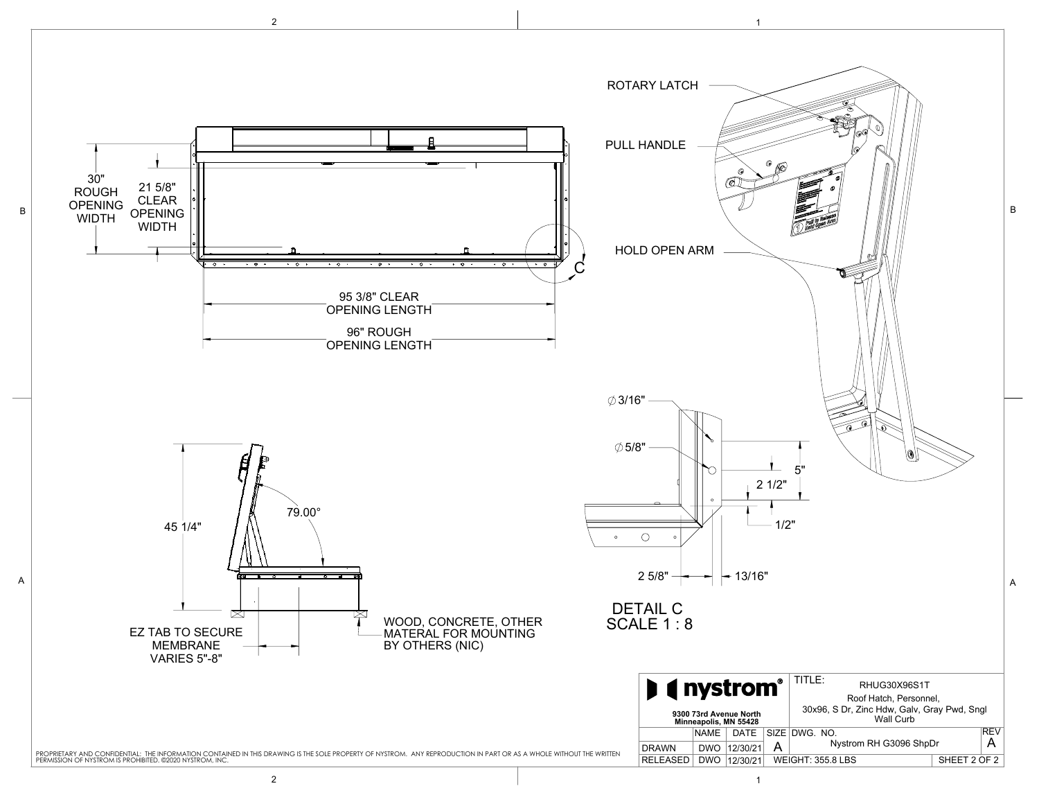30" ROUGH OPENING WIDTH

21 5/8" CLEAR OPENING WIDTH

95 3/8" CLEAR OPENING LENGTH

96" ROUGH OPENING LENGTH

C

ROTARY LATCH

PULL HANDLE

HOLD OPEN ARM

45 1/4"

79.00°

EZ TAB TO SECURE MEMBRANE VARIES 5"-8"

WOOD, CONCRETE, OTHER MATERAL FOR MOUNTING BY OTHERS (NIC)

∅3/16"

∅5/8"

5"

2 1/2"

1/2"

2 5/8"

13/16"

DETAIL C
SCALE 1 : 8

PROPRIETARY AND CONFIDENTIAL: THE INFORMATION CONTAINED IN THIS DRAWING IS THE SOLE PROPERTY OF NYSTROM. ANY REPRODUCTION IN PART OR AS A WHOLE WITHOUT THE WRITTEN PERMISSION OF NYSTROM IS PROHIBITED. ©2020 NYSTROM, INC.

**nystrom®**
9300 73rd Avenue North
Minneapolis, MN 55428

TITLE: RHUG30X96S1T
Roof Hatch, Personnel, 30x96, S Dr, Zinc Hdw, Galv, Gray Pwd, Sngl Wall Curb

| | NAME | DATE | SIZE | DWG. NO. | REV |
|---|---|---|---|---|---|
| DRAWN | DWO | 12/30/21 | A | Nystrom RH G3096 ShpDr | A |
| RELEASED | DWO | 12/30/21 | WEIGHT: 355.8 LBS | SHEET 2 OF 2 | |